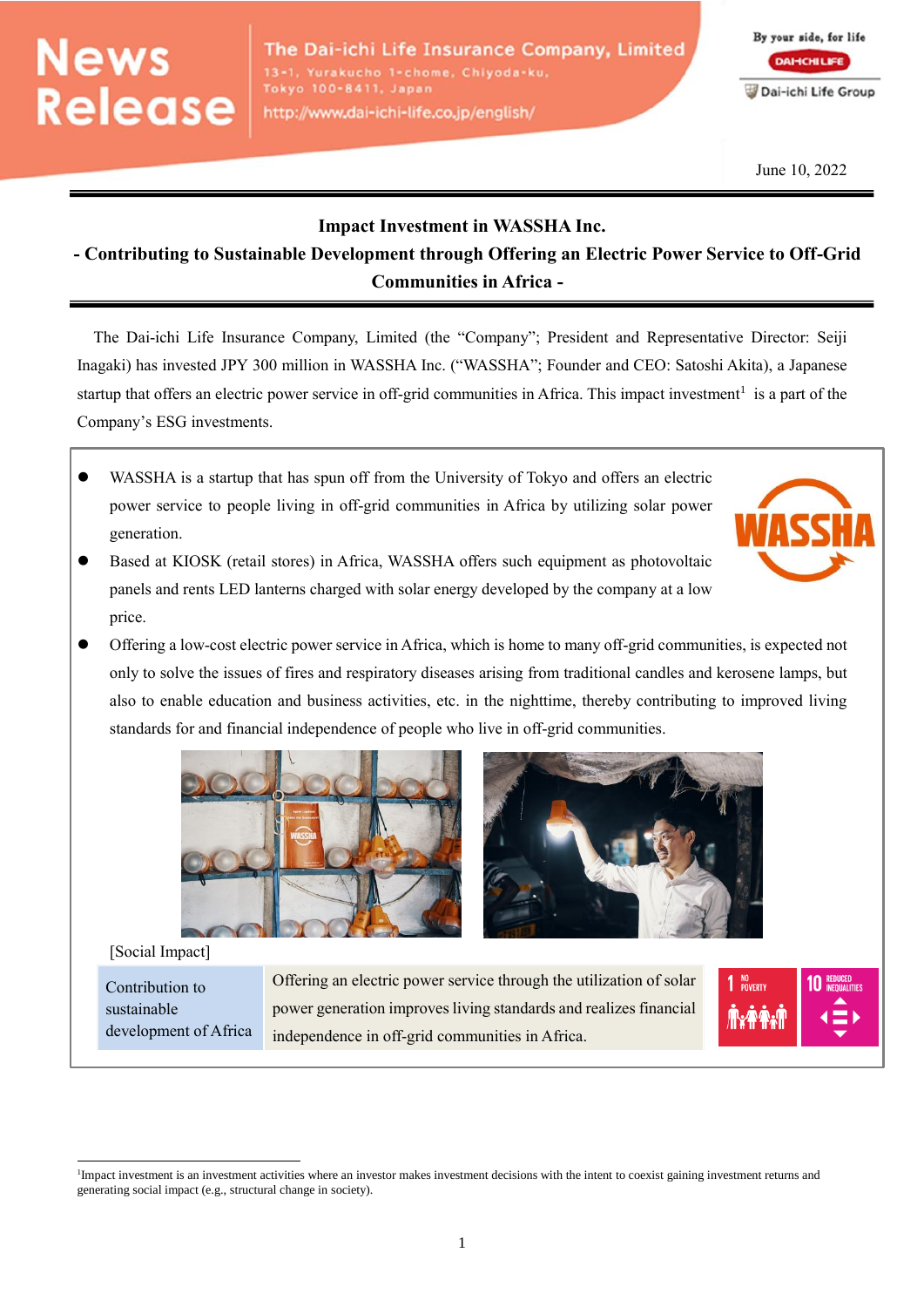News Release

The Dai-ichi Life Insurance Company, Limited
13-1, Yurakucho 1-chome, Chiyoda-ku, Tokyo 100-8411, Japan
http://www.dai-ichi-life.co.jp/english/

By your side, for life
Dai-ichi Life Group

June 10, 2022

# Impact Investment in WASSHA Inc.
## - Contributing to Sustainable Development through Offering an Electric Power Service to Off-Grid Communities in Africa -

The Dai-ichi Life Insurance Company, Limited (the "Company"; President and Representative Director: Seiji Inagaki) has invested JPY 300 million in WASSHA Inc. ("WASSHA"; Founder and CEO: Satoshi Akita), a Japanese startup that offers an electric power service in off-grid communities in Africa. This impact investment[1] is a part of the Company's ESG investments.

- WASSHA is a startup that has spun off from the University of Tokyo and offers an electric power service to people living in off-grid communities in Africa by utilizing solar power generation.
- Based at KIOSK (retail stores) in Africa, WASSHA offers such equipment as photovoltaic panels and rents LED lanterns charged with solar energy developed by the company at a low price.
- Offering a low-cost electric power service in Africa, which is home to many off-grid communities, is expected not only to solve the issues of fires and respiratory diseases arising from traditional candles and kerosene lamps, but also to enable education and business activities, etc. in the nighttime, thereby contributing to improved living standards for and financial independence of people who live in off-grid communities.

[Social Impact]

| Contribution to sustainable development of Africa | Offering an electric power service through the utilization of solar power generation improves living standards and realizes financial independence in off-grid communities in Africa. | 1 NO POVERTY / 10 REDUCED INEQUALITIES |
|---|---|---|

[1] Impact investment is an investment activities where an investor makes investment decisions with the intent to coexist gaining investment returns and generating social impact (e.g., structural change in society).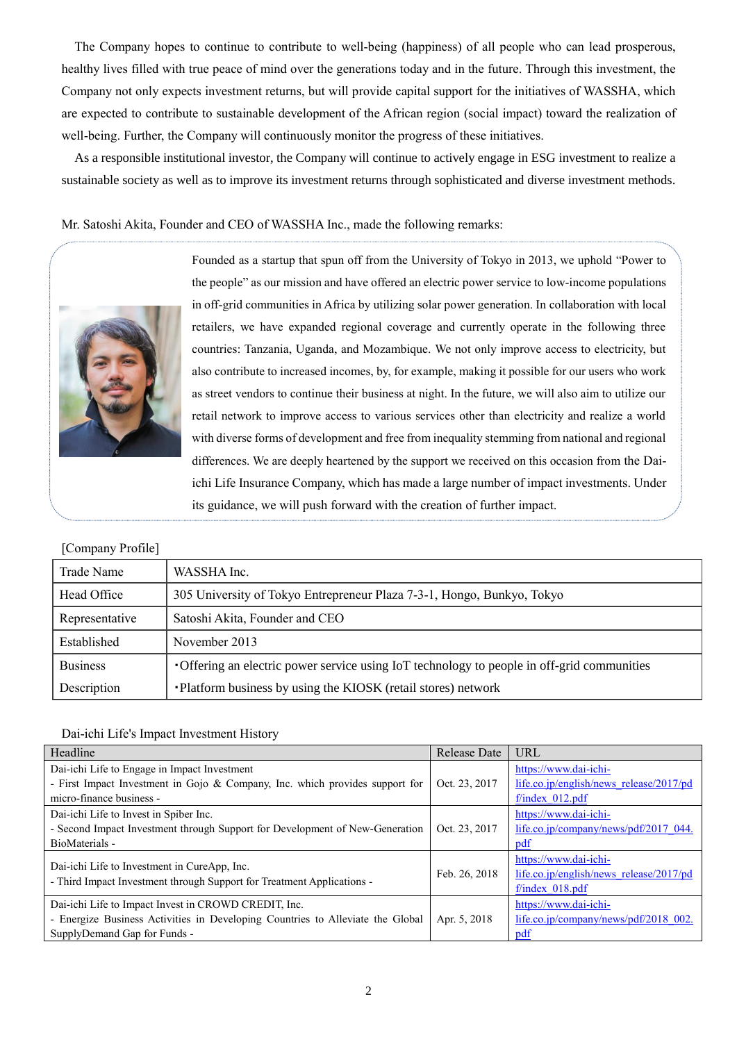The Company hopes to continue to contribute to well-being (happiness) of all people who can lead prosperous, healthy lives filled with true peace of mind over the generations today and in the future. Through this investment, the Company not only expects investment returns, but will provide capital support for the initiatives of WASSHA, which are expected to contribute to sustainable development of the African region (social impact) toward the realization of well-being. Further, the Company will continuously monitor the progress of these initiatives.

As a responsible institutional investor, the Company will continue to actively engage in ESG investment to realize a sustainable society as well as to improve its investment returns through sophisticated and diverse investment methods.

Mr. Satoshi Akita, Founder and CEO of WASSHA Inc., made the following remarks:

> Founded as a startup that spun off from the University of Tokyo in 2013, we uphold "Power to the people" as our mission and have offered an electric power service to low-income populations in off-grid communities in Africa by utilizing solar power generation. In collaboration with local retailers, we have expanded regional coverage and currently operate in the following three countries: Tanzania, Uganda, and Mozambique. We not only improve access to electricity, but also contribute to increased incomes, by, for example, making it possible for our users who work as street vendors to continue their business at night. In the future, we will also aim to utilize our retail network to improve access to various services other than electricity and realize a world with diverse forms of development and free from inequality stemming from national and regional differences. We are deeply heartened by the support we received on this occasion from the Dai-ichi Life Insurance Company, which has made a large number of impact investments. Under its guidance, we will push forward with the creation of further impact.

[Company Profile]

| Trade Name | WASSHA Inc. |
|---|---|
| Head Office | 305 University of Tokyo Entrepreneur Plaza 7-3-1, Hongo, Bunkyo, Tokyo |
| Representative | Satoshi Akita, Founder and CEO |
| Established | November 2013 |
| Business Description | ・Offering an electric power service using IoT technology to people in off-grid communities<br>・Platform business by using the KIOSK (retail stores) network |

Dai-ichi Life's Impact Investment History

| Headline | Release Date | URL |
|---|---|---|
| Dai-ichi Life to Engage in Impact Investment<br>- First Impact Investment in Gojo & Company, Inc. which provides support for micro-finance business - | Oct. 23, 2017 | https://www.dai-ichi-life.co.jp/english/news_release/2017/pdf/index_012.pdf |
| Dai-ichi Life to Invest in Spiber Inc.<br>- Second Impact Investment through Support for Development of New-Generation BioMaterials - | Oct. 23, 2017 | https://www.dai-ichi-life.co.jp/company/news/pdf/2017_044.pdf |
| Dai-ichi Life to Investment in CureApp, Inc.<br>- Third Impact Investment through Support for Treatment Applications - | Feb. 26, 2018 | https://www.dai-ichi-life.co.jp/english/news_release/2017/pdf/index_018.pdf |
| Dai-ichi Life to Impact Invest in CROWD CREDIT, Inc.<br>- Energize Business Activities in Developing Countries to Alleviate the Global SupplyDemand Gap for Funds - | Apr. 5, 2018 | https://www.dai-ichi-life.co.jp/company/news/pdf/2018_002.pdf |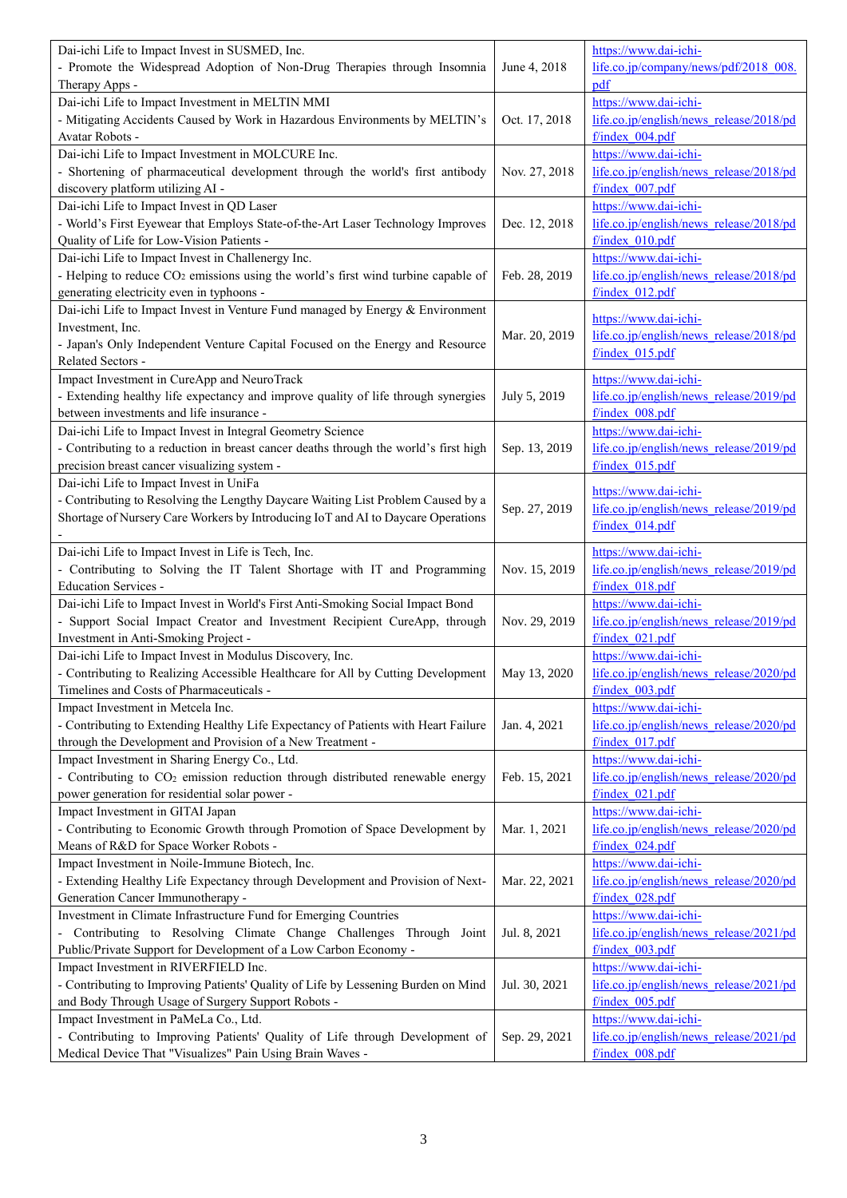| | | |
|---|---|---|
| Dai-ichi Life to Impact Invest in SUSMED, Inc.<br>- Promote the Widespread Adoption of Non-Drug Therapies through Insomnia Therapy Apps - | June 4, 2018 | https://www.dai-ichi-life.co.jp/company/news/pdf/2018_008.pdf |
| Dai-ichi Life to Impact Investment in MELTIN MMI<br>- Mitigating Accidents Caused by Work in Hazardous Environments by MELTIN's Avatar Robots - | Oct. 17, 2018 | https://www.dai-ichi-life.co.jp/english/news_release/2018/pdf/index_004.pdf |
| Dai-ichi Life to Impact Investment in MOLCURE Inc.<br>- Shortening of pharmaceutical development through the world's first antibody discovery platform utilizing AI - | Nov. 27, 2018 | https://www.dai-ichi-life.co.jp/english/news_release/2018/pdf/index_007.pdf |
| Dai-ichi Life to Impact Invest in QD Laser<br>- World's First Eyewear that Employs State-of-the-Art Laser Technology Improves Quality of Life for Low-Vision Patients - | Dec. 12, 2018 | https://www.dai-ichi-life.co.jp/english/news_release/2018/pdf/index_010.pdf |
| Dai-ichi Life to Impact Invest in Challenergy Inc.<br>- Helping to reduce $CO_2$ emissions using the world's first wind turbine capable of generating electricity even in typhoons - | Feb. 28, 2019 | https://www.dai-ichi-life.co.jp/english/news_release/2018/pdf/index_012.pdf |
| Dai-ichi Life to Impact Invest in Venture Fund managed by Energy & Environment Investment, Inc.<br>- Japan's Only Independent Venture Capital Focused on the Energy and Resource Related Sectors - | Mar. 20, 2019 | https://www.dai-ichi-life.co.jp/english/news_release/2018/pdf/index_015.pdf |
| Impact Investment in CureApp and NeuroTrack<br>- Extending healthy life expectancy and improve quality of life through synergies between investments and life insurance - | July 5, 2019 | https://www.dai-ichi-life.co.jp/english/news_release/2019/pdf/index_008.pdf |
| Dai-ichi Life to Impact Invest in Integral Geometry Science<br>- Contributing to a reduction in breast cancer deaths through the world's first high precision breast cancer visualizing system - | Sep. 13, 2019 | https://www.dai-ichi-life.co.jp/english/news_release/2019/pdf/index_015.pdf |
| Dai-ichi Life to Impact Invest in UniFa<br>- Contributing to Resolving the Lengthy Daycare Waiting List Problem Caused by a Shortage of Nursery Care Workers by Introducing IoT and AI to Daycare Operations - | Sep. 27, 2019 | https://www.dai-ichi-life.co.jp/english/news_release/2019/pdf/index_014.pdf |
| Dai-ichi Life to Impact Invest in Life is Tech, Inc.<br>- Contributing to Solving the IT Talent Shortage with IT and Programming Education Services - | Nov. 15, 2019 | https://www.dai-ichi-life.co.jp/english/news_release/2019/pdf/index_018.pdf |
| Dai-ichi Life to Impact Invest in World's First Anti-Smoking Social Impact Bond<br>- Support Social Impact Creator and Investment Recipient CureApp, through Investment in Anti-Smoking Project - | Nov. 29, 2019 | https://www.dai-ichi-life.co.jp/english/news_release/2019/pdf/index_021.pdf |
| Dai-ichi Life to Impact Invest in Modulus Discovery, Inc.<br>- Contributing to Realizing Accessible Healthcare for All by Cutting Development Timelines and Costs of Pharmaceuticals - | May 13, 2020 | https://www.dai-ichi-life.co.jp/english/news_release/2020/pdf/index_003.pdf |
| Impact Investment in Metcela Inc.<br>- Contributing to Extending Healthy Life Expectancy of Patients with Heart Failure through the Development and Provision of a New Treatment - | Jan. 4, 2021 | https://www.dai-ichi-life.co.jp/english/news_release/2020/pdf/index_017.pdf |
| Impact Investment in Sharing Energy Co., Ltd.<br>- Contributing to $CO_2$ emission reduction through distributed renewable energy power generation for residential solar power - | Feb. 15, 2021 | https://www.dai-ichi-life.co.jp/english/news_release/2020/pdf/index_021.pdf |
| Impact Investment in GITAI Japan<br>- Contributing to Economic Growth through Promotion of Space Development by Means of R&D for Space Worker Robots - | Mar. 1, 2021 | https://www.dai-ichi-life.co.jp/english/news_release/2020/pdf/index_024.pdf |
| Impact Investment in Noile-Immune Biotech, Inc.<br>- Extending Healthy Life Expectancy through Development and Provision of Next-Generation Cancer Immunotherapy - | Mar. 22, 2021 | https://www.dai-ichi-life.co.jp/english/news_release/2020/pdf/index_028.pdf |
| Investment in Climate Infrastructure Fund for Emerging Countries<br>- Contributing to Resolving Climate Change Challenges Through Joint Public/Private Support for Development of a Low Carbon Economy - | Jul. 8, 2021 | https://www.dai-ichi-life.co.jp/english/news_release/2021/pdf/index_003.pdf |
| Impact Investment in RIVERFIELD Inc.<br>- Contributing to Improving Patients' Quality of Life by Lessening Burden on Mind and Body Through Usage of Surgery Support Robots - | Jul. 30, 2021 | https://www.dai-ichi-life.co.jp/english/news_release/2021/pdf/index_005.pdf |
| Impact Investment in PaMeLa Co., Ltd.<br>- Contributing to Improving Patients' Quality of Life through Development of Medical Device That "Visualizes" Pain Using Brain Waves - | Sep. 29, 2021 | https://www.dai-ichi-life.co.jp/english/news_release/2021/pdf/index_008.pdf |